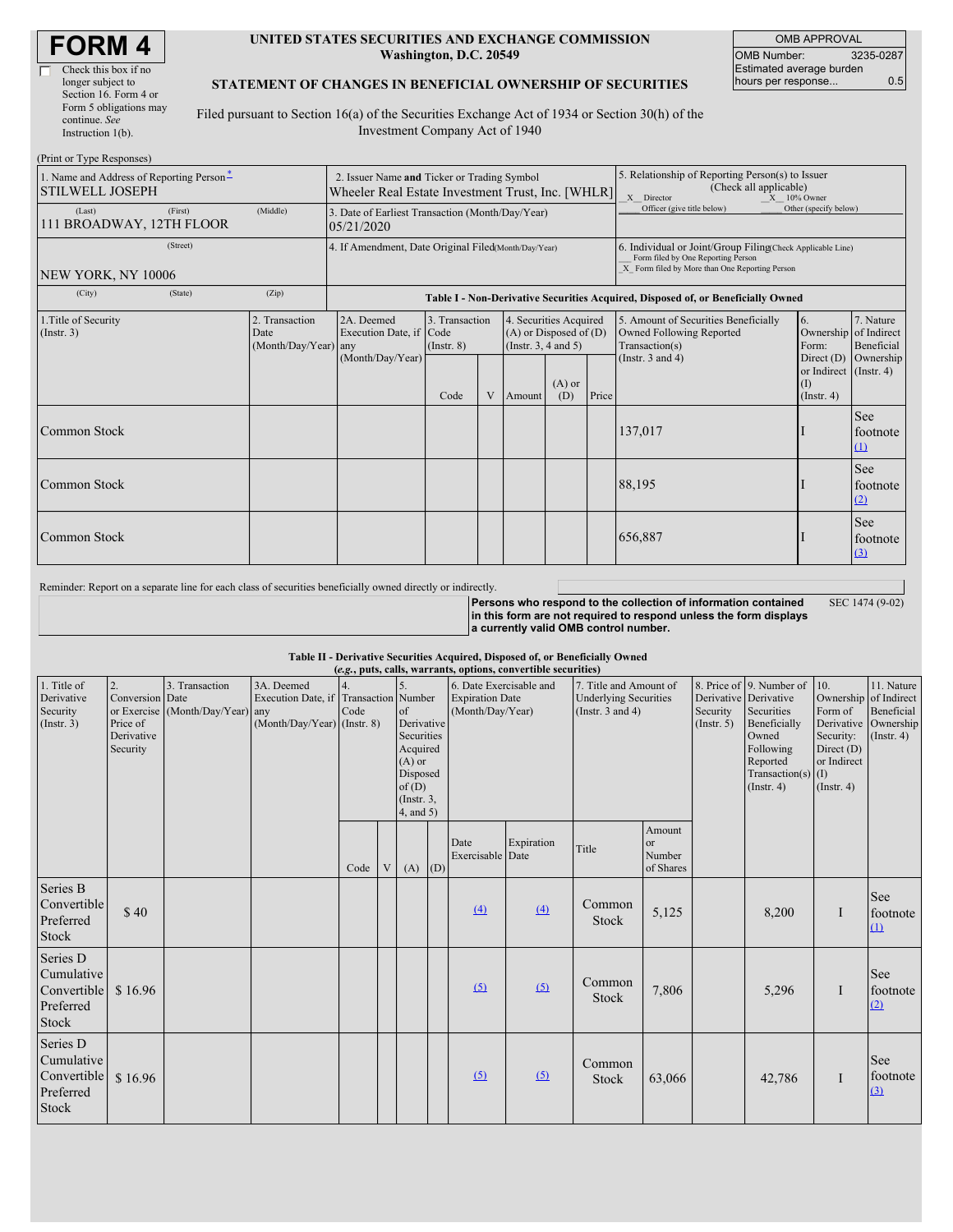# FORM 4

☐ Check this box if no longer subject to Section 16. Form 4 or Form 5 obligations may continue. *See* Instruction 1(b).

**UNITED STATES SECURITIES AND EXCHANGE COMMISSION**
**Washington, D.C. 20549**

**STATEMENT OF CHANGES IN BENEFICIAL OWNERSHIP OF SECURITIES**

Filed pursuant to Section 16(a) of the Securities Exchange Act of 1934 or Section 30(h) of the Investment Company Act of 1940

| OMB APPROVAL | |
|---|---|
| OMB Number: | 3235-0287 |
| Estimated average burden hours per response... | 0.5 |

(Print or Type Responses)

| 1. Name and Address of Reporting Person* | 2. Issuer Name **and** Ticker or Trading Symbol | 5. Relationship of Reporting Person(s) to Issuer (Check all applicable) |
|---|---|---|
| STILWELL JOSEPH (Last) (First) (Middle) | Wheeler Real Estate Investment Trust, Inc. [WHLR] | _X_ Director _X_ 10% Owner ___ Officer (give title below) ___ Other (specify below) |
| 111 BROADWAY, 12TH FLOOR (Street) | 3. Date of Earliest Transaction (Month/Day/Year) 05/21/2020 | |
| NEW YORK, NY 10006 (City) (State) (Zip) | 4. If Amendment, Date Original Filed (Month/Day/Year) | 6. Individual or Joint/Group Filing (Check Applicable Line) ___ Form filed by One Reporting Person _X_ Form filed by More than One Reporting Person |

**Table I - Non-Derivative Securities Acquired, Disposed of, or Beneficially Owned**

| 1.Title of Security (Instr. 3) | 2. Transaction Date (Month/Day/Year) | 2A. Deemed Execution Date, if any (Month/Day/Year) | 3. Transaction Code (Instr. 8) | | 4. Securities Acquired (A) or Disposed of (D) (Instr. 3, 4 and 5) | | | 5. Amount of Securities Beneficially Owned Following Reported Transaction(s) (Instr. 3 and 4) | 6. Ownership Form: Direct (D) or Indirect (I) (Instr. 4) | 7. Nature of Indirect Beneficial Ownership (Instr. 4) |
|---|---|---|---|---|---|---|---|---|---|---|
| | | | Code | V | Amount | (A) or (D) | Price | | | |
| Common Stock | | | | | | | | 137,017 | I | See footnote (1) |
| Common Stock | | | | | | | | 88,195 | I | See footnote (2) |
| Common Stock | | | | | | | | 656,887 | I | See footnote (3) |

Reminder: Report on a separate line for each class of securities beneficially owned directly or indirectly.

**Persons who respond to the collection of information contained in this form are not required to respond unless the form displays a currently valid OMB control number.** SEC 1474 (9-02)

**Table II - Derivative Securities Acquired, Disposed of, or Beneficially Owned**
***(e.g.*, puts, calls, warrants, options, convertible securities)**

| 1. Title of Derivative Security (Instr. 3) | 2. Conversion or Exercise Price of Derivative Security | 3. Transaction Date (Month/Day/Year) | 3A. Deemed Execution Date, if any (Month/Day/Year) | 4. Transaction Code (Instr. 8) | | 5. Number of Derivative Securities Acquired (A) or Disposed of (D) (Instr. 3, 4, and 5) | | 6. Date Exercisable and Expiration Date (Month/Day/Year) | | 7. Title and Amount of Underlying Securities (Instr. 3 and 4) | | 8. Price of Derivative Security (Instr. 5) | 9. Number of Derivative Securities Beneficially Owned Following Reported Transaction(s) (Instr. 4) | 10. Ownership Form of Derivative Security: Direct (D) or Indirect (I) (Instr. 4) | 11. Nature of Indirect Beneficial Ownership (Instr. 4) |
|---|---|---|---|---|---|---|---|---|---|---|---|---|---|---|---|
| | | | | Code | V | (A) | (D) | Date Exercisable | Expiration Date | Title | Amount or Number of Shares | | | | |
| Series B Convertible Preferred Stock | $ 40 | | | | | | | (4) | (4) | Common Stock | 5,125 | | 8,200 | I | See footnote (1) |
| Series D Cumulative Convertible Preferred Stock | $ 16.96 | | | | | | | (5) | (5) | Common Stock | 7,806 | | 5,296 | I | See footnote (2) |
| Series D Cumulative Convertible Preferred Stock | $ 16.96 | | | | | | | (5) | (5) | Common Stock | 63,066 | | 42,786 | I | See footnote (3) |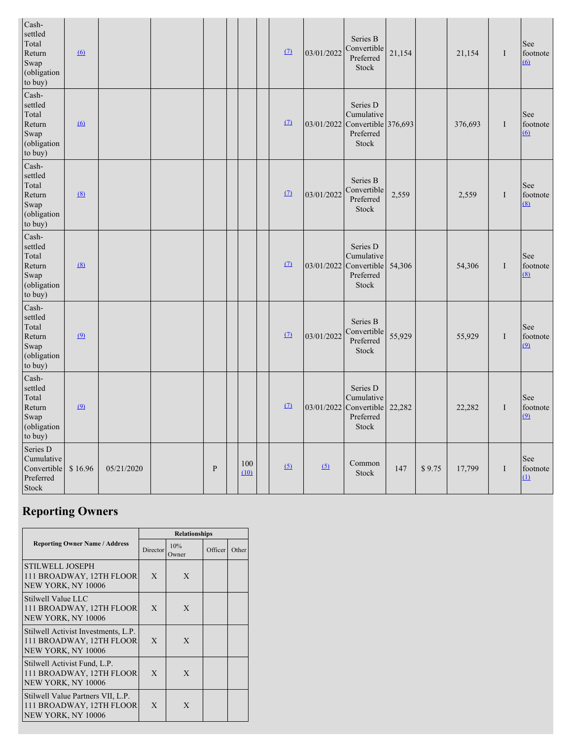| | | | | | | | | | | | | | | | |
|---|---|---|---|---|---|---|---|---|---|---|---|---|---|---|---|
| Cash-settled Total Return Swap (obligation to buy) | (6) | | | | | | | (7) | 03/01/2022 | Series B Convertible Preferred Stock | 21,154 | | 21,154 | I | See footnote (6) |
| Cash-settled Total Return Swap (obligation to buy) | (6) | | | | | | | (7) | 03/01/2022 | Series D Cumulative Convertible Preferred Stock | 376,693 | | 376,693 | I | See footnote (6) |
| Cash-settled Total Return Swap (obligation to buy) | (8) | | | | | | | (7) | 03/01/2022 | Series B Convertible Preferred Stock | 2,559 | | 2,559 | I | See footnote (8) |
| Cash-settled Total Return Swap (obligation to buy) | (8) | | | | | | | (7) | 03/01/2022 | Series D Cumulative Convertible Preferred Stock | 54,306 | | 54,306 | I | See footnote (8) |
| Cash-settled Total Return Swap (obligation to buy) | (9) | | | | | | | (7) | 03/01/2022 | Series B Convertible Preferred Stock | 55,929 | | 55,929 | I | See footnote (9) |
| Cash-settled Total Return Swap (obligation to buy) | (9) | | | | | | | (7) | 03/01/2022 | Series D Cumulative Convertible Preferred Stock | 22,282 | | 22,282 | I | See footnote (9) |
| Series D Cumulative Convertible Preferred Stock | $ 16.96 | 05/21/2020 | | P | | 100 (10) | | (5) | (5) | Common Stock | 147 | $ 9.75 | 17,799 | I | See footnote (1) |

## Reporting Owners

| Reporting Owner Name / Address | Relationships | | | |
|---|---|---|---|---|
| | Director | 10% Owner | Officer | Other |
| STILWELL JOSEPH<br>111 BROADWAY, 12TH FLOOR<br>NEW YORK, NY 10006 | X | X | | |
| Stilwell Value LLC<br>111 BROADWAY, 12TH FLOOR<br>NEW YORK, NY 10006 | X | X | | |
| Stilwell Activist Investments, L.P.<br>111 BROADWAY, 12TH FLOOR<br>NEW YORK, NY 10006 | X | X | | |
| Stilwell Activist Fund, L.P.<br>111 BROADWAY, 12TH FLOOR<br>NEW YORK, NY 10006 | X | X | | |
| Stilwell Value Partners VII, L.P.<br>111 BROADWAY, 12TH FLOOR<br>NEW YORK, NY 10006 | X | X | | |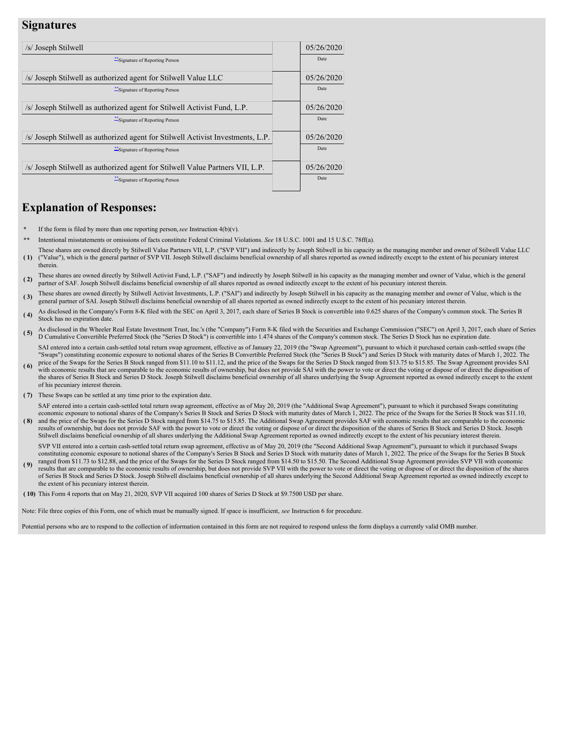## Signatures

| | |
|---|---|
| /s/ Joseph Stilwell | 05/26/2020 |
| **Signature of Reporting Person | Date |
| /s/ Joseph Stilwell as authorized agent for Stilwell Value LLC | 05/26/2020 |
| **Signature of Reporting Person | Date |
| /s/ Joseph Stilwell as authorized agent for Stilwell Activist Fund, L.P. | 05/26/2020 |
| **Signature of Reporting Person | Date |
| /s/ Joseph Stilwell as authorized agent for Stilwell Activist Investments, L.P. | 05/26/2020 |
| **Signature of Reporting Person | Date |
| /s/ Joseph Stilwell as authorized agent for Stilwell Value Partners VII, L.P. | 05/26/2020 |
| **Signature of Reporting Person | Date |

## Explanation of Responses:

\* If the form is filed by more than one reporting person, *see* Instruction 4(b)(v).

** Intentional misstatements or omissions of facts constitute Federal Criminal Violations. *See* 18 U.S.C. 1001 and 15 U.S.C. 78ff(a).

( 1) These shares are owned directly by Stilwell Value Partners VII, L.P. ("SVP VII") and indirectly by Joseph Stilwell in his capacity as the managing member and owner of Stilwell Value LLC ("Value"), which is the general partner of SVP VII. Joseph Stilwell disclaims beneficial ownership of all shares reported as owned indirectly except to the extent of his pecuniary interest therein.

( 2) These shares are owned directly by Stilwell Activist Fund, L.P. ("SAF") and indirectly by Joseph Stilwell in his capacity as the managing member and owner of Value, which is the general partner of SAF. Joseph Stilwell disclaims beneficial ownership of all shares reported as owned indirectly except to the extent of his pecuniary interest therein.

( 3) These shares are owned directly by Stilwell Activist Investments, L.P. ("SAI") and indirectly by Joseph Stilwell in his capacity as the managing member and owner of Value, which is the general partner of SAI. Joseph Stilwell disclaims beneficial ownership of all shares reported as owned indirectly except to the extent of his pecuniary interest therein.

( 4) As disclosed in the Company's Form 8-K filed with the SEC on April 3, 2017, each share of Series B Stock is convertible into 0.625 shares of the Company's common stock. The Series B Stock has no expiration date.

( 5) As disclosed in the Wheeler Real Estate Investment Trust, Inc.'s (the "Company") Form 8-K filed with the Securities and Exchange Commission ("SEC") on April 3, 2017, each share of Series D Cumulative Convertible Preferred Stock (the "Series D Stock") is convertible into 1.474 shares of the Company's common stock. The Series D Stock has no expiration date.

( 6) SAI entered into a certain cash-settled total return swap agreement, effective as of January 22, 2019 (the "Swap Agreement"), pursuant to which it purchased certain cash-settled swaps (the "Swaps") constituting economic exposure to notional shares of the Series B Convertible Preferred Stock (the "Series B Stock") and Series D Stock with maturity dates of March 1, 2022. The price of the Swaps for the Series B Stock ranged from $11.10 to $11.12, and the price of the Swaps for the Series D Stock ranged from $13.75 to $15.85. The Swap Agreement provides SAI with economic results that are comparable to the economic results of ownership, but does not provide SAI with the power to vote or direct the voting or dispose of or direct the disposition of the shares of Series B Stock and Series D Stock. Joseph Stilwell disclaims beneficial ownership of all shares underlying the Swap Agreement reported as owned indirectly except to the extent of his pecuniary interest therein.

( 7) These Swaps can be settled at any time prior to the expiration date.

( 8) SAF entered into a certain cash-settled total return swap agreement, effective as of May 20, 2019 (the "Additional Swap Agreement"), pursuant to which it purchased Swaps constituting economic exposure to notional shares of the Company's Series B Stock and Series D Stock with maturity dates of March 1, 2022. The price of the Swaps for the Series B Stock was $11.10, and the price of the Swaps for the Series D Stock ranged from $14.75 to $15.85. The Additional Swap Agreement provides SAF with economic results that are comparable to the economic results of ownership, but does not provide SAF with the power to vote or direct the voting or dispose of or direct the disposition of the shares of Series B Stock and Series D Stock. Joseph Stilwell disclaims beneficial ownership of all shares underlying the Additional Swap Agreement reported as owned indirectly except to the extent of his pecuniary interest therein.

( 9) SVP VII entered into a certain cash-settled total return swap agreement, effective as of May 20, 2019 (the "Second Additional Swap Agreement"), pursuant to which it purchased Swaps constituting economic exposure to notional shares of the Company's Series B Stock and Series D Stock with maturity dates of March 1, 2022. The price of the Swaps for the Series B Stock ranged from $11.73 to $12.88, and the price of the Swaps for the Series D Stock ranged from $14.50 to $15.50. The Second Additional Swap Agreement provides SVP VII with economic results that are comparable to the economic results of ownership, but does not provide SVP VII with the power to vote or direct the voting or dispose of or direct the disposition of the shares of Series B Stock and Series D Stock. Joseph Stilwell disclaims beneficial ownership of all shares underlying the Second Additional Swap Agreement reported as owned indirectly except to the extent of his pecuniary interest therein.

( 10) This Form 4 reports that on May 21, 2020, SVP VII acquired 100 shares of Series D Stock at $9.7500 USD per share.

Note: File three copies of this Form, one of which must be manually signed. If space is insufficient, *see* Instruction 6 for procedure.

Potential persons who are to respond to the collection of information contained in this form are not required to respond unless the form displays a currently valid OMB number.